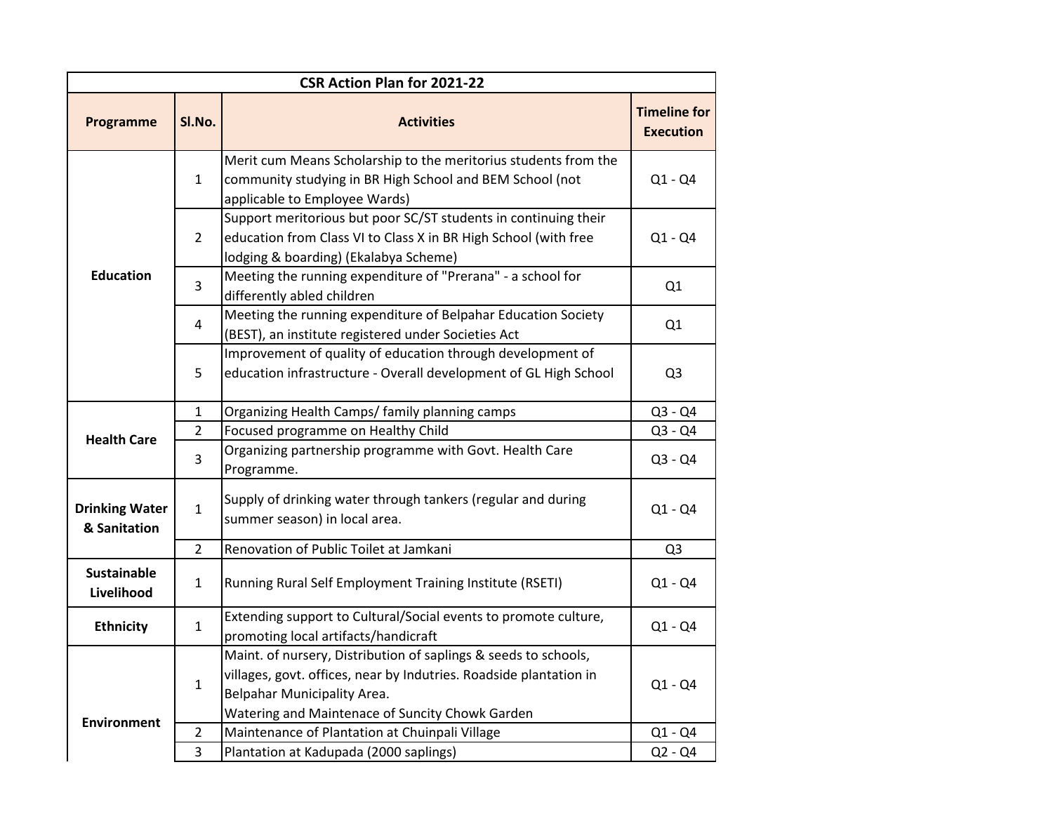| CSR Action Plan for 2021-22 | | | |
|---|---|---|---|
| **Programme** | **Sl.No.** | **Activities** | **Timeline for Execution** |
| **Education** | 1 | Merit cum Means Scholarship to the meritorius students from the community studying in BR High School and BEM School (not applicable to Employee Wards) | Q1 - Q4 |
| | 2 | Support meritorious but poor SC/ST students in continuing their education from Class VI to Class X in BR High School (with free lodging & boarding) (Ekalabya Scheme) | Q1 - Q4 |
| | 3 | Meeting the running expenditure of "Prerana" - a school for differently abled children | Q1 |
| | 4 | Meeting the running expenditure of Belpahar Education Society (BEST), an institute registered under Societies Act | Q1 |
| | 5 | Improvement of quality of education through development of education infrastructure - Overall development of GL High School | Q3 |
| **Health Care** | 1 | Organizing Health Camps/ family planning camps | Q3 - Q4 |
| | 2 | Focused programme on Healthy Child | Q3 - Q4 |
| | 3 | Organizing partnership programme with Govt. Health Care Programme. | Q3 - Q4 |
| **Drinking Water & Sanitation** | 1 | Supply of drinking water through tankers (regular and during summer season) in local area. | Q1 - Q4 |
| | 2 | Renovation of Public Toilet at Jamkani | Q3 |
| **Sustainable Livelihood** | 1 | Running Rural Self Employment Training Institute (RSETI) | Q1 - Q4 |
| **Ethnicity** | 1 | Extending support to Cultural/Social events to promote culture, promoting local artifacts/handicraft | Q1 - Q4 |
| **Environment** | 1 | Maint. of nursery, Distribution of saplings & seeds to schools, villages, govt. offices, near by Indutries. Roadside plantation in Belpahar Municipality Area.<br>Watering and Maintenace of Suncity Chowk Garden | Q1 - Q4 |
| | 2 | Maintenance of Plantation at Chuinpali Village | Q1 - Q4 |
| | 3 | Plantation at Kadupada (2000 saplings) | Q2 - Q4 |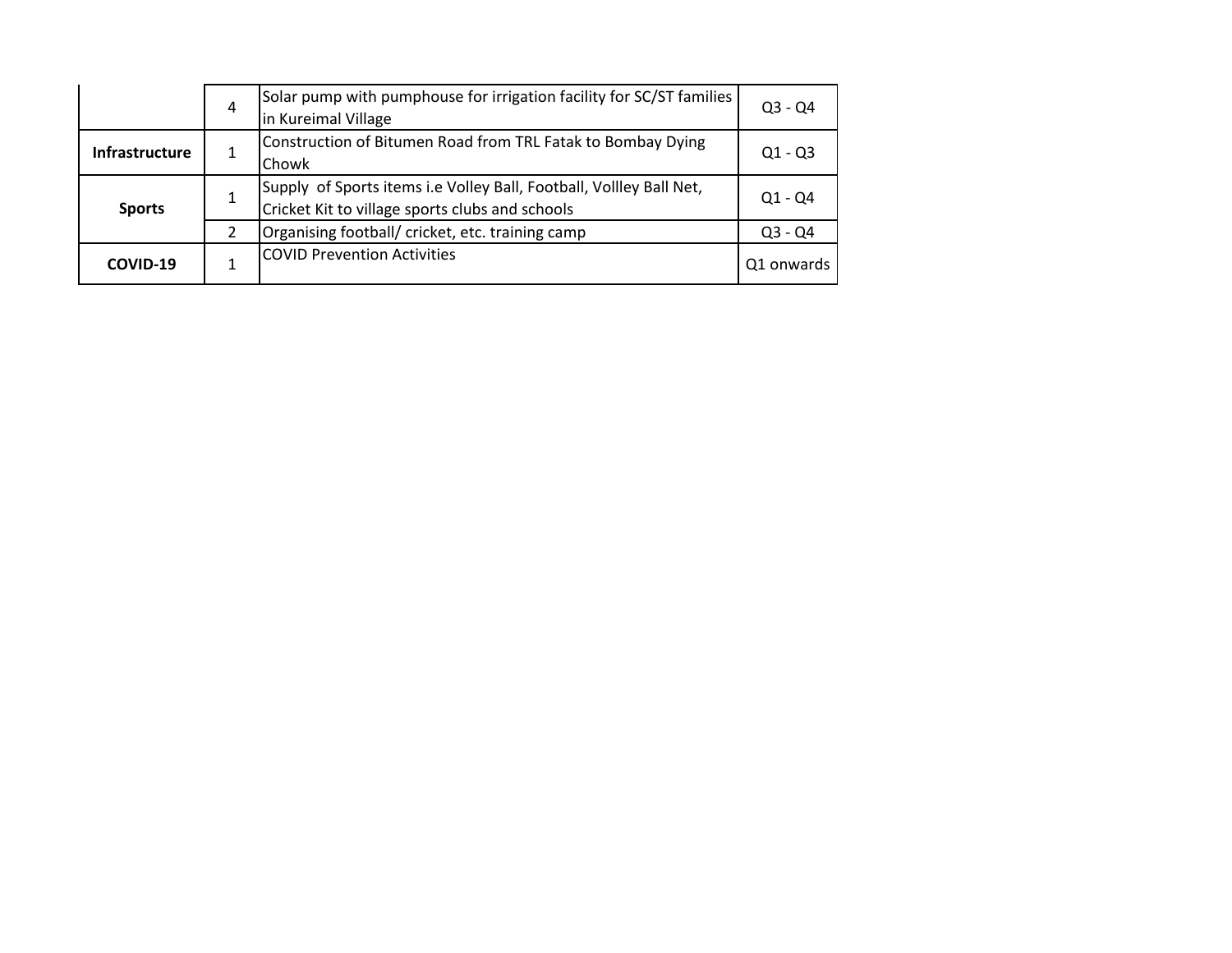| | | | |
|---|---|---|---|
| | 4 | Solar pump with pumphouse for irrigation facility for SC/ST families in Kureimal Village | Q3 - Q4 |
| **Infrastructure** | 1 | Construction of Bitumen Road from TRL Fatak to Bombay Dying Chowk | Q1 - Q3 |
| **Sports** | 1 | Supply of Sports items i.e Volley Ball, Football, Vollley Ball Net, Cricket Kit to village sports clubs and schools | Q1 - Q4 |
| | 2 | Organising football/ cricket, etc. training camp | Q3 - Q4 |
| **COVID-19** | 1 | COVID Prevention Activities | Q1 onwards |